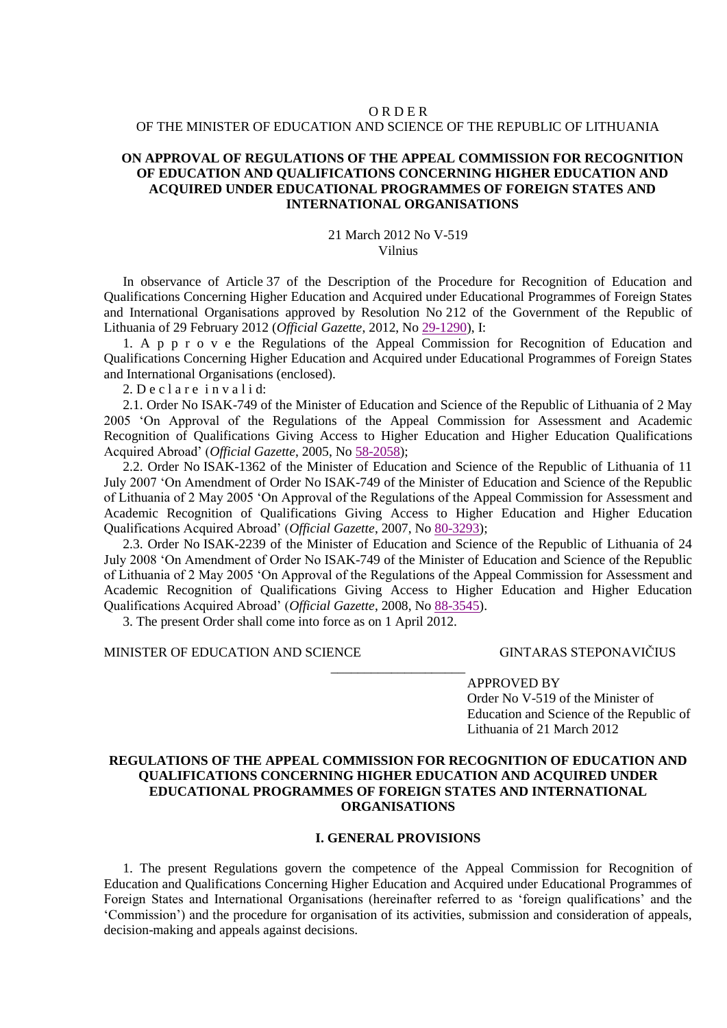O R D E R

OF THE MINISTER OF EDUCATION AND SCIENCE OF THE REPUBLIC OF LITHUANIA

**ON APPROVAL OF REGULATIONS OF THE APPEAL COMMISSION FOR RECOGNITION OF EDUCATION AND QUALIFICATIONS CONCERNING HIGHER EDUCATION AND ACQUIRED UNDER EDUCATIONAL PROGRAMMES OF FOREIGN STATES AND INTERNATIONAL ORGANISATIONS**

21 March 2012 No V-519

Vilnius

In observance of Article 37 of the Description of the Procedure for Recognition of Education and Qualifications Concerning Higher Education and Acquired under Educational Programmes of Foreign States and International Organisations approved by Resolution No 212 of the Government of the Republic of Lithuania of 29 February 2012 (*Official Gazette*, 2012, No 29-1290), I:

1. A p p r o v e the Regulations of the Appeal Commission for Recognition of Education and Qualifications Concerning Higher Education and Acquired under Educational Programmes of Foreign States and International Organisations (enclosed).

2. D e c l a r e i n v a l i d:

2.1. Order No ISAK-749 of the Minister of Education and Science of the Republic of Lithuania of 2 May 2005 'On Approval of the Regulations of the Appeal Commission for Assessment and Academic Recognition of Qualifications Giving Access to Higher Education and Higher Education Qualifications Acquired Abroad' (*Official Gazette*, 2005, No 58-2058);

2.2. Order No ISAK-1362 of the Minister of Education and Science of the Republic of Lithuania of 11 July 2007 'On Amendment of Order No ISAK-749 of the Minister of Education and Science of the Republic of Lithuania of 2 May 2005 'On Approval of the Regulations of the Appeal Commission for Assessment and Academic Recognition of Qualifications Giving Access to Higher Education and Higher Education Qualifications Acquired Abroad' (*Official Gazette*, 2007, No 80-3293);

2.3. Order No ISAK-2239 of the Minister of Education and Science of the Republic of Lithuania of 24 July 2008 'On Amendment of Order No ISAK-749 of the Minister of Education and Science of the Republic of Lithuania of 2 May 2005 'On Approval of the Regulations of the Appeal Commission for Assessment and Academic Recognition of Qualifications Giving Access to Higher Education and Higher Education Qualifications Acquired Abroad' (*Official Gazette*, 2008, No 88-3545).

3. The present Order shall come into force as on 1 April 2012.

MINISTER OF EDUCATION AND SCIENCE GINTARAS STEPONAVIČIUS

APPROVED BY
Order No V-519 of the Minister of Education and Science of the Republic of Lithuania of 21 March 2012

**REGULATIONS OF THE APPEAL COMMISSION FOR RECOGNITION OF EDUCATION AND QUALIFICATIONS CONCERNING HIGHER EDUCATION AND ACQUIRED UNDER EDUCATIONAL PROGRAMMES OF FOREIGN STATES AND INTERNATIONAL ORGANISATIONS**

**I. GENERAL PROVISIONS**

1. The present Regulations govern the competence of the Appeal Commission for Recognition of Education and Qualifications Concerning Higher Education and Acquired under Educational Programmes of Foreign States and International Organisations (hereinafter referred to as 'foreign qualifications' and the 'Commission') and the procedure for organisation of its activities, submission and consideration of appeals, decision-making and appeals against decisions.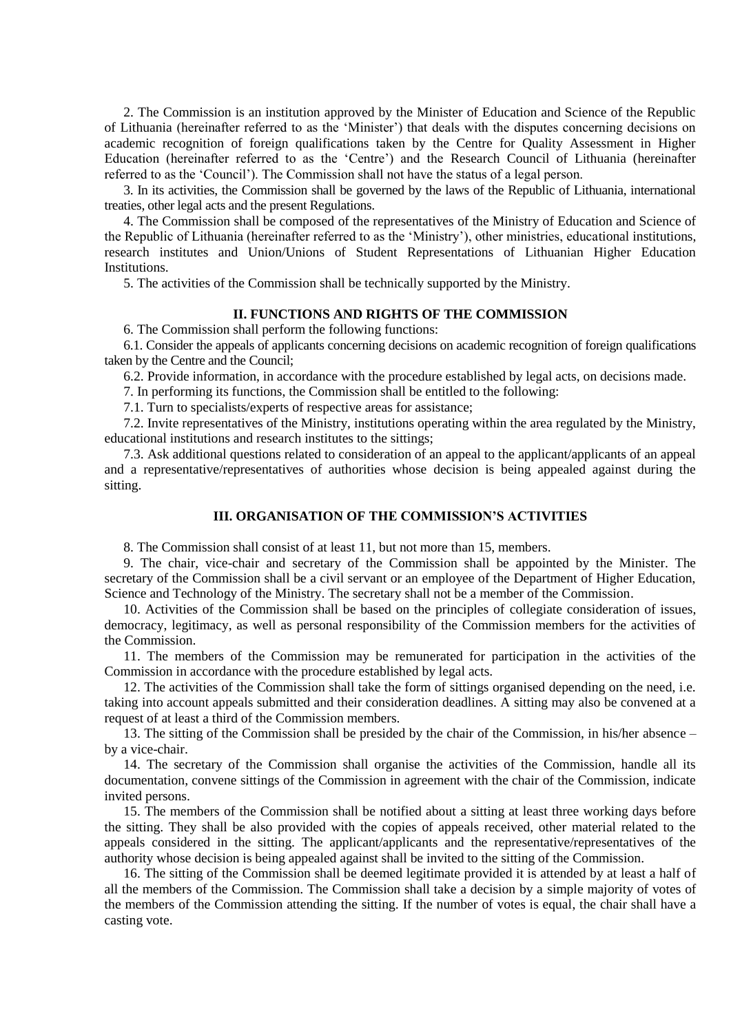2. The Commission is an institution approved by the Minister of Education and Science of the Republic of Lithuania (hereinafter referred to as the 'Minister') that deals with the disputes concerning decisions on academic recognition of foreign qualifications taken by the Centre for Quality Assessment in Higher Education (hereinafter referred to as the 'Centre') and the Research Council of Lithuania (hereinafter referred to as the 'Council'). The Commission shall not have the status of a legal person.

3. In its activities, the Commission shall be governed by the laws of the Republic of Lithuania, international treaties, other legal acts and the present Regulations.

4. The Commission shall be composed of the representatives of the Ministry of Education and Science of the Republic of Lithuania (hereinafter referred to as the 'Ministry'), other ministries, educational institutions, research institutes and Union/Unions of Student Representations of Lithuanian Higher Education Institutions.

5. The activities of the Commission shall be technically supported by the Ministry.

## II. FUNCTIONS AND RIGHTS OF THE COMMISSION

6. The Commission shall perform the following functions:

6.1. Consider the appeals of applicants concerning decisions on academic recognition of foreign qualifications taken by the Centre and the Council;

6.2. Provide information, in accordance with the procedure established by legal acts, on decisions made.

7. In performing its functions, the Commission shall be entitled to the following:

7.1. Turn to specialists/experts of respective areas for assistance;

7.2. Invite representatives of the Ministry, institutions operating within the area regulated by the Ministry, educational institutions and research institutes to the sittings;

7.3. Ask additional questions related to consideration of an appeal to the applicant/applicants of an appeal and a representative/representatives of authorities whose decision is being appealed against during the sitting.

## III. ORGANISATION OF THE COMMISSION'S ACTIVITIES

8. The Commission shall consist of at least 11, but not more than 15, members.

9. The chair, vice-chair and secretary of the Commission shall be appointed by the Minister. The secretary of the Commission shall be a civil servant or an employee of the Department of Higher Education, Science and Technology of the Ministry. The secretary shall not be a member of the Commission.

10. Activities of the Commission shall be based on the principles of collegiate consideration of issues, democracy, legitimacy, as well as personal responsibility of the Commission members for the activities of the Commission.

11. The members of the Commission may be remunerated for participation in the activities of the Commission in accordance with the procedure established by legal acts.

12. The activities of the Commission shall take the form of sittings organised depending on the need, i.e. taking into account appeals submitted and their consideration deadlines. A sitting may also be convened at a request of at least a third of the Commission members.

13. The sitting of the Commission shall be presided by the chair of the Commission, in his/her absence – by a vice-chair.

14. The secretary of the Commission shall organise the activities of the Commission, handle all its documentation, convene sittings of the Commission in agreement with the chair of the Commission, indicate invited persons.

15. The members of the Commission shall be notified about a sitting at least three working days before the sitting. They shall be also provided with the copies of appeals received, other material related to the appeals considered in the sitting. The applicant/applicants and the representative/representatives of the authority whose decision is being appealed against shall be invited to the sitting of the Commission.

16. The sitting of the Commission shall be deemed legitimate provided it is attended by at least a half of all the members of the Commission. The Commission shall take a decision by a simple majority of votes of the members of the Commission attending the sitting. If the number of votes is equal, the chair shall have a casting vote.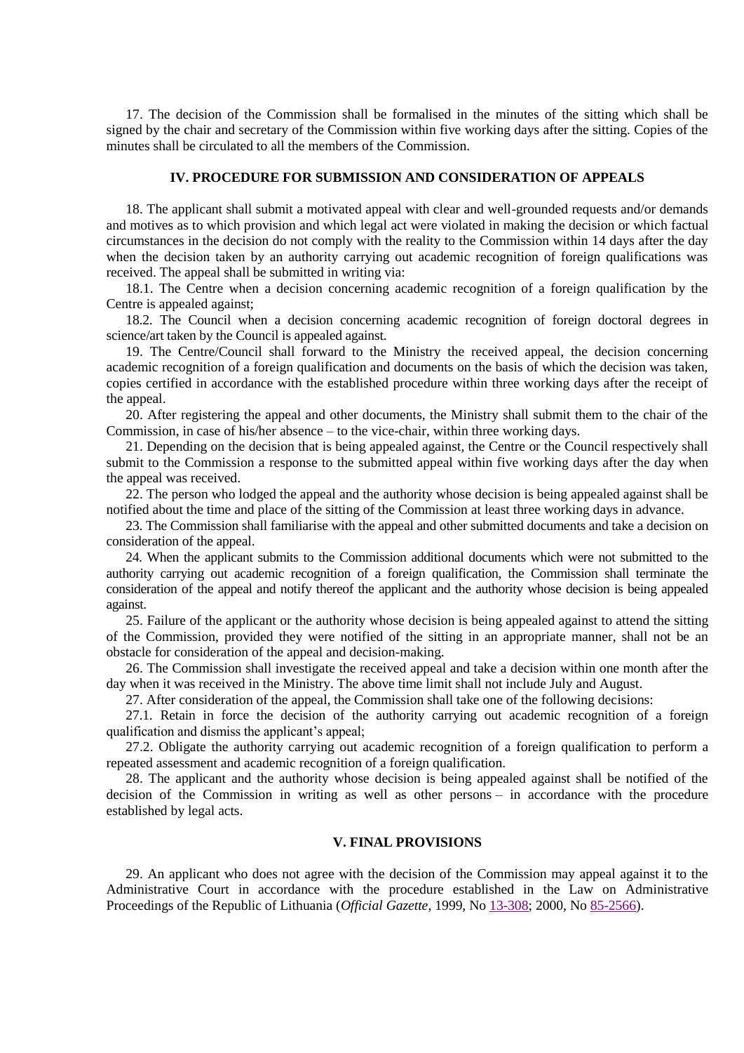17. The decision of the Commission shall be formalised in the minutes of the sitting which shall be signed by the chair and secretary of the Commission within five working days after the sitting. Copies of the minutes shall be circulated to all the members of the Commission.

## IV. PROCEDURE FOR SUBMISSION AND CONSIDERATION OF APPEALS

18. The applicant shall submit a motivated appeal with clear and well-grounded requests and/or demands and motives as to which provision and which legal act were violated in making the decision or which factual circumstances in the decision do not comply with the reality to the Commission within 14 days after the day when the decision taken by an authority carrying out academic recognition of foreign qualifications was received. The appeal shall be submitted in writing via:

18.1. The Centre when a decision concerning academic recognition of a foreign qualification by the Centre is appealed against;

18.2. The Council when a decision concerning academic recognition of foreign doctoral degrees in science/art taken by the Council is appealed against.

19. The Centre/Council shall forward to the Ministry the received appeal, the decision concerning academic recognition of a foreign qualification and documents on the basis of which the decision was taken, copies certified in accordance with the established procedure within three working days after the receipt of the appeal.

20. After registering the appeal and other documents, the Ministry shall submit them to the chair of the Commission, in case of his/her absence – to the vice-chair, within three working days.

21. Depending on the decision that is being appealed against, the Centre or the Council respectively shall submit to the Commission a response to the submitted appeal within five working days after the day when the appeal was received.

22. The person who lodged the appeal and the authority whose decision is being appealed against shall be notified about the time and place of the sitting of the Commission at least three working days in advance.

23. The Commission shall familiarise with the appeal and other submitted documents and take a decision on consideration of the appeal.

24. When the applicant submits to the Commission additional documents which were not submitted to the authority carrying out academic recognition of a foreign qualification, the Commission shall terminate the consideration of the appeal and notify thereof the applicant and the authority whose decision is being appealed against.

25. Failure of the applicant or the authority whose decision is being appealed against to attend the sitting of the Commission, provided they were notified of the sitting in an appropriate manner, shall not be an obstacle for consideration of the appeal and decision-making.

26. The Commission shall investigate the received appeal and take a decision within one month after the day when it was received in the Ministry. The above time limit shall not include July and August.

27. After consideration of the appeal, the Commission shall take one of the following decisions:

27.1. Retain in force the decision of the authority carrying out academic recognition of a foreign qualification and dismiss the applicant's appeal;

27.2. Obligate the authority carrying out academic recognition of a foreign qualification to perform a repeated assessment and academic recognition of a foreign qualification.

28. The applicant and the authority whose decision is being appealed against shall be notified of the decision of the Commission in writing as well as other persons – in accordance with the procedure established by legal acts.

## V. FINAL PROVISIONS

29. An applicant who does not agree with the decision of the Commission may appeal against it to the Administrative Court in accordance with the procedure established in the Law on Administrative Proceedings of the Republic of Lithuania (*Official Gazette*, 1999, No 13-308; 2000, No 85-2566).